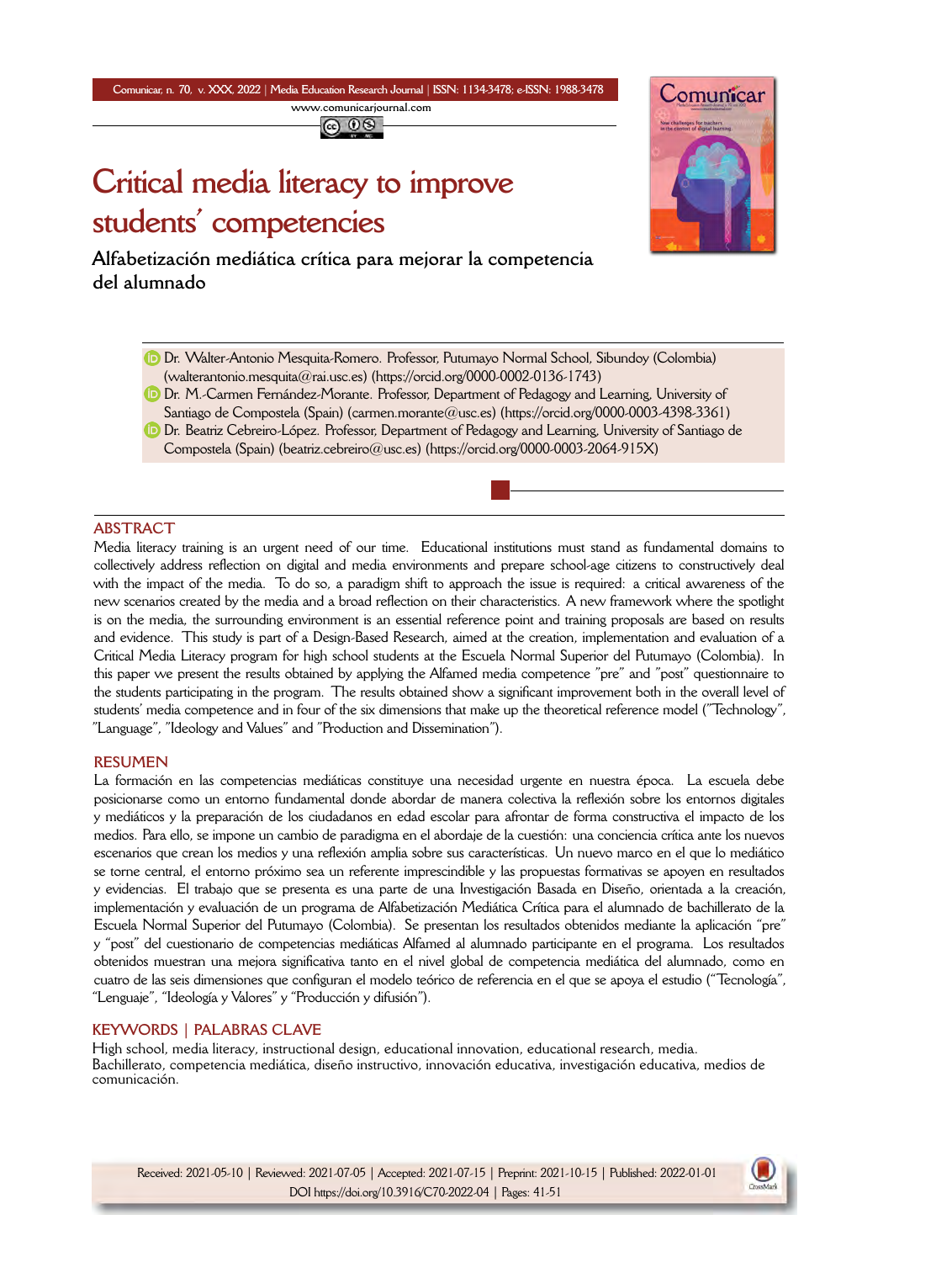# Critical media literacy to improve students' competencies

## Alfabetización mediática crítica para mejorar la competencia del alumnado

- Dr. Walter-Antonio Mesquita-Romero. Professor, Putumayo Normal School, Sibundoy (Colombia) (walterantonio.mesquita@rai.usc.es) (https://orcid.org/0000-0002-0136-1743)
- Dr. M.-Carmen Fernández-Morante. Professor, Department of Pedagogy and Learning, University of Santiago de Compostela (Spain) (carmen.morante@usc.es) (https://orcid.org/0000-0003-4398-3361)
- Dr. Beatriz Cebreiro-López. Professor, Department of Pedagogy and Learning, University of Santiago de Compostela (Spain) (beatriz.cebreiro@usc.es) (https://orcid.org/0000-0003-2064-915X)

## ABSTRACT

Media literacy training is an urgent need of our time. Educational institutions must stand as fundamental domains to collectively address reflection on digital and media environments and prepare school-age citizens to constructively deal with the impact of the media. To do so, a paradigm shift to approach the issue is required: a critical awareness of the new scenarios created by the media and a broad reflection on their characteristics. A new framework where the spotlight is on the media, the surrounding environment is an essential reference point and training proposals are based on results and evidence. This study is part of a Design-Based Research, aimed at the creation, implementation and evaluation of a Critical Media Literacy program for high school students at the Escuela Normal Superior del Putumayo (Colombia). In this paper we present the results obtained by applying the Alfamed media competence "pre" and "post" questionnaire to the students participating in the program. The results obtained show a significant improvement both in the overall level of students' media competence and in four of the six dimensions that make up the theoretical reference model ("Technology", "Language", "Ideology and Values" and "Production and Dissemination").

## RESUMEN

La formación en las competencias mediáticas constituye una necesidad urgente en nuestra época. La escuela debe posicionarse como un entorno fundamental donde abordar de manera colectiva la reflexión sobre los entornos digitales y mediáticos y la preparación de los ciudadanos en edad escolar para afrontar de forma constructiva el impacto de los medios. Para ello, se impone un cambio de paradigma en el abordaje de la cuestión: una conciencia crítica ante los nuevos escenarios que crean los medios y una reflexión amplia sobre sus características. Un nuevo marco en el que lo mediático se torne central, el entorno próximo sea un referente imprescindible y las propuestas formativas se apoyen en resultados y evidencias. El trabajo que se presenta es una parte de una Investigación Basada en Diseño, orientada a la creación, implementación y evaluación de un programa de Alfabetización Mediática Crítica para el alumnado de bachillerato de la Escuela Normal Superior del Putumayo (Colombia). Se presentan los resultados obtenidos mediante la aplicación "pre" y "post" del cuestionario de competencias mediáticas Alfamed al alumnado participante en el programa. Los resultados obtenidos muestran una mejora significativa tanto en el nivel global de competencia mediática del alumnado, como en cuatro de las seis dimensiones que configuran el modelo teórico de referencia en el que se apoya el estudio ("Tecnología", "Lenguaje", "Ideología y Valores" y "Producción y difusión").

## KEYWORDS | PALABRAS CLAVE

High school, media literacy, instructional design, educational innovation, educational research, media.
Bachillerato, competencia mediática, diseño instructivo, innovación educativa, investigación educativa, medios de comunicación.

Received: 2021-05-10 | Reviewed: 2021-07-05 | Accepted: 2021-07-15 | Preprint: 2021-10-15 | Published: 2022-01-01
DOI https://doi.org/10.3916/C70-2022-04 | Pages: 41-51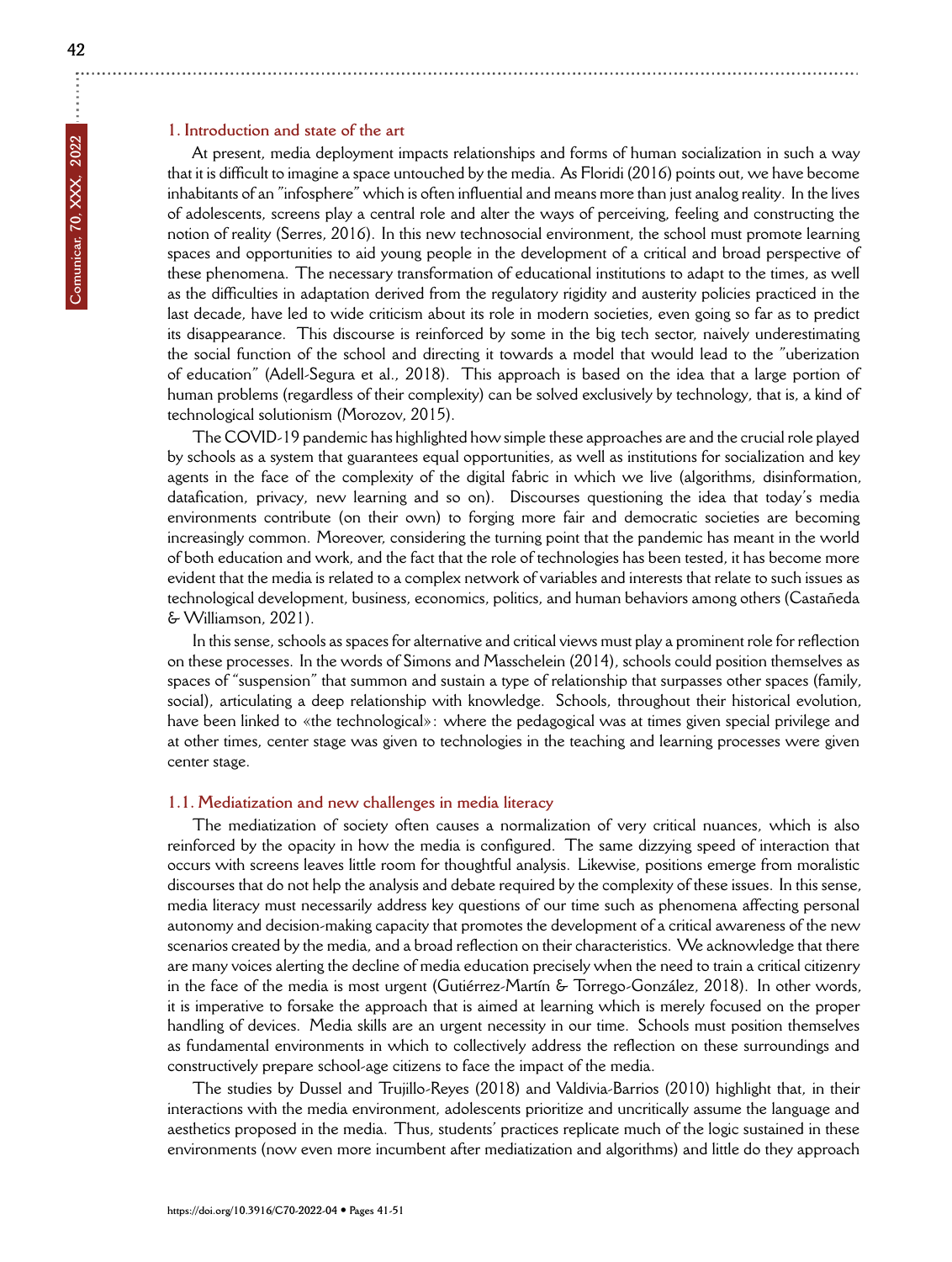## 1. Introduction and state of the art

At present, media deployment impacts relationships and forms of human socialization in such a way that it is difficult to imagine a space untouched by the media. As Floridi (2016) points out, we have become inhabitants of an "infosphere" which is often influential and means more than just analog reality. In the lives of adolescents, screens play a central role and alter the ways of perceiving, feeling and constructing the notion of reality (Serres, 2016). In this new technosocial environment, the school must promote learning spaces and opportunities to aid young people in the development of a critical and broad perspective of these phenomena. The necessary transformation of educational institutions to adapt to the times, as well as the difficulties in adaptation derived from the regulatory rigidity and austerity policies practiced in the last decade, have led to wide criticism about its role in modern societies, even going so far as to predict its disappearance. This discourse is reinforced by some in the big tech sector, naively underestimating the social function of the school and directing it towards a model that would lead to the "uberization of education" (Adell-Segura et al., 2018). This approach is based on the idea that a large portion of human problems (regardless of their complexity) can be solved exclusively by technology, that is, a kind of technological solutionism (Morozov, 2015).

The COVID-19 pandemic has highlighted how simple these approaches are and the crucial role played by schools as a system that guarantees equal opportunities, as well as institutions for socialization and key agents in the face of the complexity of the digital fabric in which we live (algorithms, disinformation, datafication, privacy, new learning and so on). Discourses questioning the idea that today's media environments contribute (on their own) to forging more fair and democratic societies are becoming increasingly common. Moreover, considering the turning point that the pandemic has meant in the world of both education and work, and the fact that the role of technologies has been tested, it has become more evident that the media is related to a complex network of variables and interests that relate to such issues as technological development, business, economics, politics, and human behaviors among others (Castañeda & Williamson, 2021).

In this sense, schools as spaces for alternative and critical views must play a prominent role for reflection on these processes. In the words of Simons and Masschelein (2014), schools could position themselves as spaces of "suspension" that summon and sustain a type of relationship that surpasses other spaces (family, social), articulating a deep relationship with knowledge. Schools, throughout their historical evolution, have been linked to «the technological»: where the pedagogical was at times given special privilege and at other times, center stage was given to technologies in the teaching and learning processes were given center stage.

### 1.1. Mediatization and new challenges in media literacy

The mediatization of society often causes a normalization of very critical nuances, which is also reinforced by the opacity in how the media is configured. The same dizzying speed of interaction that occurs with screens leaves little room for thoughtful analysis. Likewise, positions emerge from moralistic discourses that do not help the analysis and debate required by the complexity of these issues. In this sense, media literacy must necessarily address key questions of our time such as phenomena affecting personal autonomy and decision-making capacity that promotes the development of a critical awareness of the new scenarios created by the media, and a broad reflection on their characteristics. We acknowledge that there are many voices alerting the decline of media education precisely when the need to train a critical citizenry in the face of the media is most urgent (Gutiérrez-Martín & Torrego-González, 2018). In other words, it is imperative to forsake the approach that is aimed at learning which is merely focused on the proper handling of devices. Media skills are an urgent necessity in our time. Schools must position themselves as fundamental environments in which to collectively address the reflection on these surroundings and constructively prepare school-age citizens to face the impact of the media.

The studies by Dussel and Trujillo-Reyes (2018) and Valdivia-Barrios (2010) highlight that, in their interactions with the media environment, adolescents prioritize and uncritically assume the language and aesthetics proposed in the media. Thus, students' practices replicate much of the logic sustained in these environments (now even more incumbent after mediatization and algorithms) and little do they approach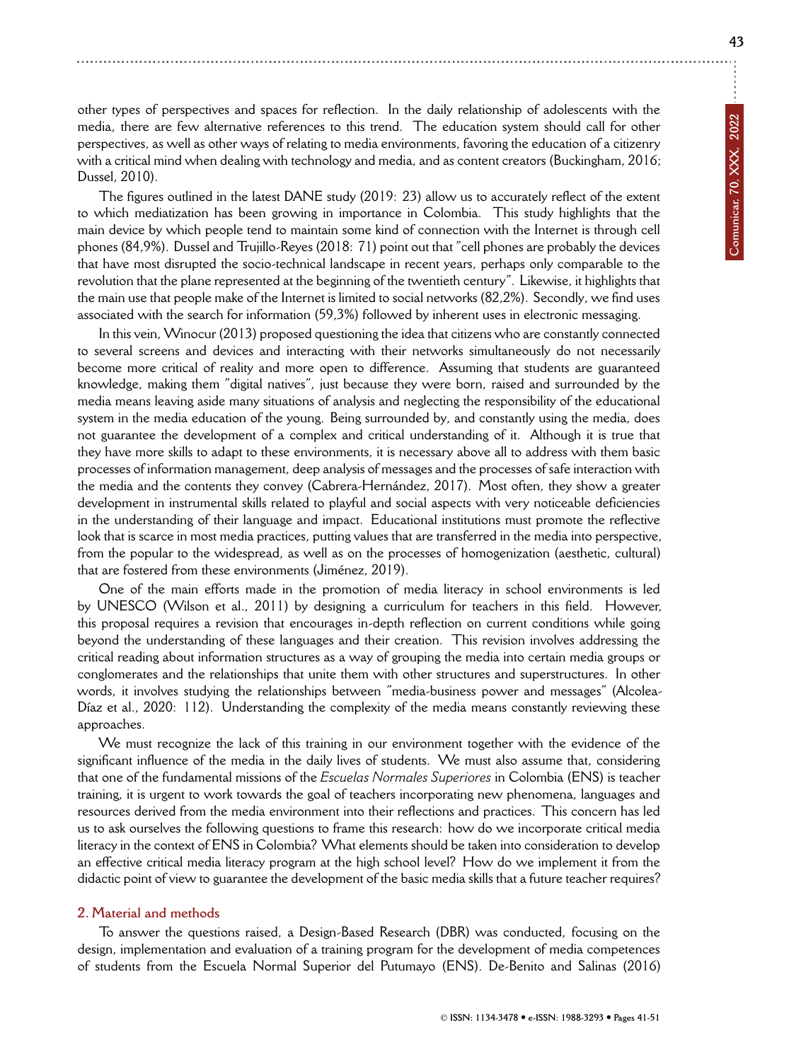other types of perspectives and spaces for reflection. In the daily relationship of adolescents with the media, there are few alternative references to this trend. The education system should call for other perspectives, as well as other ways of relating to media environments, favoring the education of a citizenry with a critical mind when dealing with technology and media, and as content creators (Buckingham, 2016; Dussel, 2010).

The figures outlined in the latest DANE study (2019: 23) allow us to accurately reflect of the extent to which mediatization has been growing in importance in Colombia. This study highlights that the main device by which people tend to maintain some kind of connection with the Internet is through cell phones (84,9%). Dussel and Trujillo-Reyes (2018: 71) point out that "cell phones are probably the devices that have most disrupted the socio-technical landscape in recent years, perhaps only comparable to the revolution that the plane represented at the beginning of the twentieth century". Likewise, it highlights that the main use that people make of the Internet is limited to social networks (82,2%). Secondly, we find uses associated with the search for information (59,3%) followed by inherent uses in electronic messaging.

In this vein, Winocur (2013) proposed questioning the idea that citizens who are constantly connected to several screens and devices and interacting with their networks simultaneously do not necessarily become more critical of reality and more open to difference. Assuming that students are guaranteed knowledge, making them "digital natives", just because they were born, raised and surrounded by the media means leaving aside many situations of analysis and neglecting the responsibility of the educational system in the media education of the young. Being surrounded by, and constantly using the media, does not guarantee the development of a complex and critical understanding of it. Although it is true that they have more skills to adapt to these environments, it is necessary above all to address with them basic processes of information management, deep analysis of messages and the processes of safe interaction with the media and the contents they convey (Cabrera-Hernández, 2017). Most often, they show a greater development in instrumental skills related to playful and social aspects with very noticeable deficiencies in the understanding of their language and impact. Educational institutions must promote the reflective look that is scarce in most media practices, putting values that are transferred in the media into perspective, from the popular to the widespread, as well as on the processes of homogenization (aesthetic, cultural) that are fostered from these environments (Jiménez, 2019).

One of the main efforts made in the promotion of media literacy in school environments is led by UNESCO (Wilson et al., 2011) by designing a curriculum for teachers in this field. However, this proposal requires a revision that encourages in-depth reflection on current conditions while going beyond the understanding of these languages and their creation. This revision involves addressing the critical reading about information structures as a way of grouping the media into certain media groups or conglomerates and the relationships that unite them with other structures and superstructures. In other words, it involves studying the relationships between "media-business power and messages" (Alcolea-Díaz et al., 2020: 112). Understanding the complexity of the media means constantly reviewing these approaches.

We must recognize the lack of this training in our environment together with the evidence of the significant influence of the media in the daily lives of students. We must also assume that, considering that one of the fundamental missions of the *Escuelas Normales Superiores* in Colombia (ENS) is teacher training, it is urgent to work towards the goal of teachers incorporating new phenomena, languages and resources derived from the media environment into their reflections and practices. This concern has led us to ask ourselves the following questions to frame this research: how do we incorporate critical media literacy in the context of ENS in Colombia? What elements should be taken into consideration to develop an effective critical media literacy program at the high school level? How do we implement it from the didactic point of view to guarantee the development of the basic media skills that a future teacher requires?

## 2. Material and methods

To answer the questions raised, a Design-Based Research (DBR) was conducted, focusing on the design, implementation and evaluation of a training program for the development of media competences of students from the Escuela Normal Superior del Putumayo (ENS). De-Benito and Salinas (2016)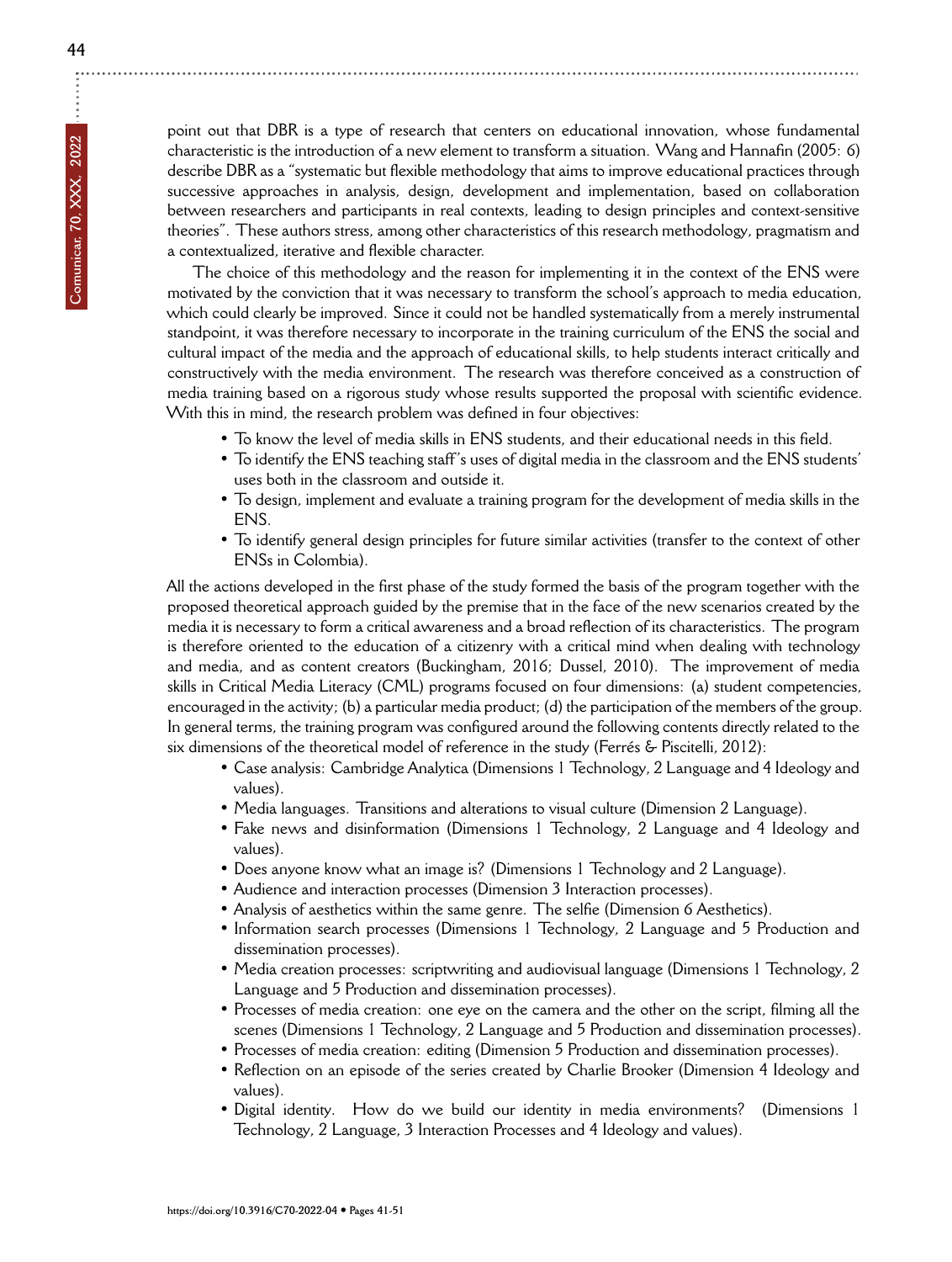point out that DBR is a type of research that centers on educational innovation, whose fundamental characteristic is the introduction of a new element to transform a situation. Wang and Hannafin (2005: 6) describe DBR as a "systematic but flexible methodology that aims to improve educational practices through successive approaches in analysis, design, development and implementation, based on collaboration between researchers and participants in real contexts, leading to design principles and context-sensitive theories". These authors stress, among other characteristics of this research methodology, pragmatism and a contextualized, iterative and flexible character.

The choice of this methodology and the reason for implementing it in the context of the ENS were motivated by the conviction that it was necessary to transform the school's approach to media education, which could clearly be improved. Since it could not be handled systematically from a merely instrumental standpoint, it was therefore necessary to incorporate in the training curriculum of the ENS the social and cultural impact of the media and the approach of educational skills, to help students interact critically and constructively with the media environment. The research was therefore conceived as a construction of media training based on a rigorous study whose results supported the proposal with scientific evidence. With this in mind, the research problem was defined in four objectives:

- To know the level of media skills in ENS students, and their educational needs in this field.
- To identify the ENS teaching staff's uses of digital media in the classroom and the ENS students' uses both in the classroom and outside it.
- To design, implement and evaluate a training program for the development of media skills in the ENS.
- To identify general design principles for future similar activities (transfer to the context of other ENSs in Colombia).

All the actions developed in the first phase of the study formed the basis of the program together with the proposed theoretical approach guided by the premise that in the face of the new scenarios created by the media it is necessary to form a critical awareness and a broad reflection of its characteristics. The program is therefore oriented to the education of a citizenry with a critical mind when dealing with technology and media, and as content creators (Buckingham, 2016; Dussel, 2010). The improvement of media skills in Critical Media Literacy (CML) programs focused on four dimensions: (a) student competencies, encouraged in the activity; (b) a particular media product; (d) the participation of the members of the group. In general terms, the training program was configured around the following contents directly related to the six dimensions of the theoretical model of reference in the study (Ferrés & Piscitelli, 2012):

- Case analysis: Cambridge Analytica (Dimensions 1 Technology, 2 Language and 4 Ideology and values).
- Media languages. Transitions and alterations to visual culture (Dimension 2 Language).
- Fake news and disinformation (Dimensions 1 Technology, 2 Language and 4 Ideology and values).
- Does anyone know what an image is? (Dimensions 1 Technology and 2 Language).
- Audience and interaction processes (Dimension 3 Interaction processes).
- Analysis of aesthetics within the same genre. The selfie (Dimension 6 Aesthetics).
- Information search processes (Dimensions 1 Technology, 2 Language and 5 Production and dissemination processes).
- Media creation processes: scriptwriting and audiovisual language (Dimensions 1 Technology, 2 Language and 5 Production and dissemination processes).
- Processes of media creation: one eye on the camera and the other on the script, filming all the scenes (Dimensions 1 Technology, 2 Language and 5 Production and dissemination processes).
- Processes of media creation: editing (Dimension 5 Production and dissemination processes).
- Reflection on an episode of the series created by Charlie Brooker (Dimension 4 Ideology and values).
- Digital identity. How do we build our identity in media environments? (Dimensions 1 Technology, 2 Language, 3 Interaction Processes and 4 Ideology and values).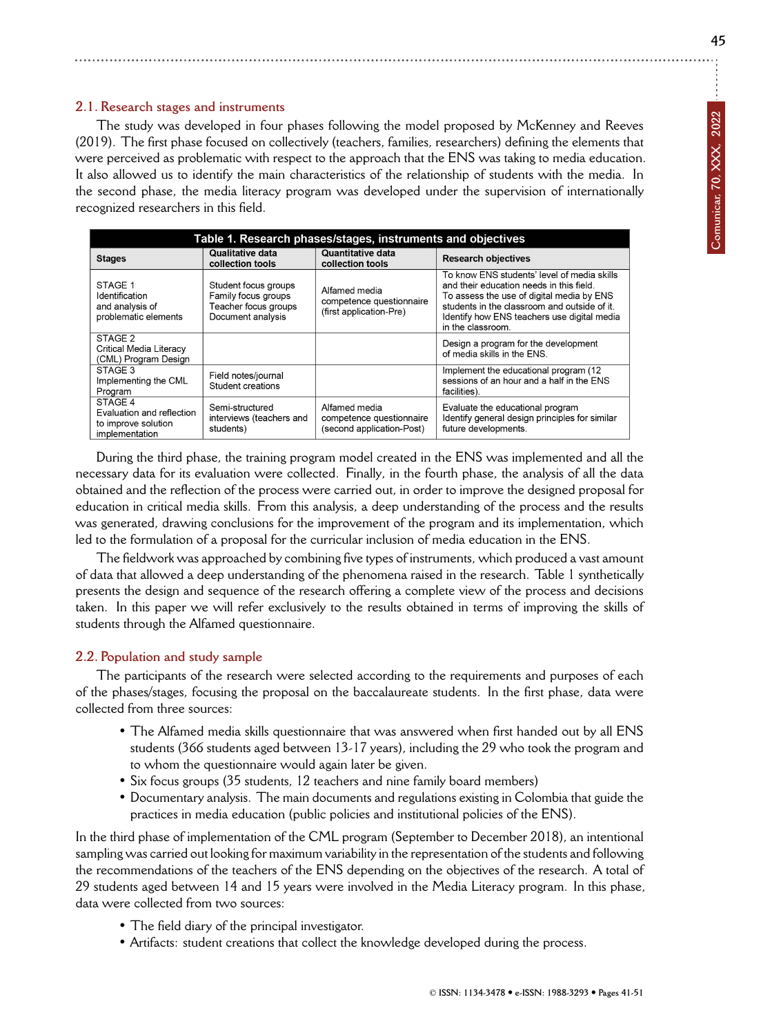### 2.1. Research stages and instruments

The study was developed in four phases following the model proposed by McKenney and Reeves (2019). The first phase focused on collectively (teachers, families, researchers) defining the elements that were perceived as problematic with respect to the approach that the ENS was taking to media education. It also allowed us to identify the main characteristics of the relationship of students with the media. In the second phase, the media literacy program was developed under the supervision of internationally recognized researchers in this field.

**Table 1. Research phases/stages, instruments and objectives**

| Stages | Qualitative data collection tools | Quantitative data collection tools | Research objectives |
|---|---|---|---|
| STAGE 1 Identification and analysis of problematic elements | Student focus groups Family focus groups Teacher focus groups Document analysis | Alfamed media competence questionnaire (first application-Pre) | To know ENS students' level of media skills and their education needs in this field. To assess the use of digital media by ENS students in the classroom and outside of it. Identify how ENS teachers use digital media in the classroom. |
| STAGE 2 Critical Media Literacy (CML) Program Design | | | Design a program for the development of media skills in the ENS. |
| STAGE 3 Implementing the CML Program | Field notes/journal Student creations | | Implement the educational program (12 sessions of an hour and a half in the ENS facilities). |
| STAGE 4 Evaluation and reflection to improve solution implementation | Semi-structured interviews (teachers and students) | Alfamed media competence questionnaire (second application-Post) | Evaluate the educational program Identify general design principles for similar future developments. |

During the third phase, the training program model created in the ENS was implemented and all the necessary data for its evaluation were collected. Finally, in the fourth phase, the analysis of all the data obtained and the reflection of the process were carried out, in order to improve the designed proposal for education in critical media skills. From this analysis, a deep understanding of the process and the results was generated, drawing conclusions for the improvement of the program and its implementation, which led to the formulation of a proposal for the curricular inclusion of media education in the ENS.

The fieldwork was approached by combining five types of instruments, which produced a vast amount of data that allowed a deep understanding of the phenomena raised in the research. Table 1 synthetically presents the design and sequence of the research offering a complete view of the process and decisions taken. In this paper we will refer exclusively to the results obtained in terms of improving the skills of students through the Alfamed questionnaire.

### 2.2. Population and study sample

The participants of the research were selected according to the requirements and purposes of each of the phases/stages, focusing the proposal on the baccalaureate students. In the first phase, data were collected from three sources:

- The Alfamed media skills questionnaire that was answered when first handed out by all ENS students (366 students aged between 13-17 years), including the 29 who took the program and to whom the questionnaire would again later be given.
- Six focus groups (35 students, 12 teachers and nine family board members)
- Documentary analysis. The main documents and regulations existing in Colombia that guide the practices in media education (public policies and institutional policies of the ENS).

In the third phase of implementation of the CML program (September to December 2018), an intentional sampling was carried out looking for maximum variability in the representation of the students and following the recommendations of the teachers of the ENS depending on the objectives of the research. A total of 29 students aged between 14 and 15 years were involved in the Media Literacy program. In this phase, data were collected from two sources:

- The field diary of the principal investigator.
- Artifacts: student creations that collect the knowledge developed during the process.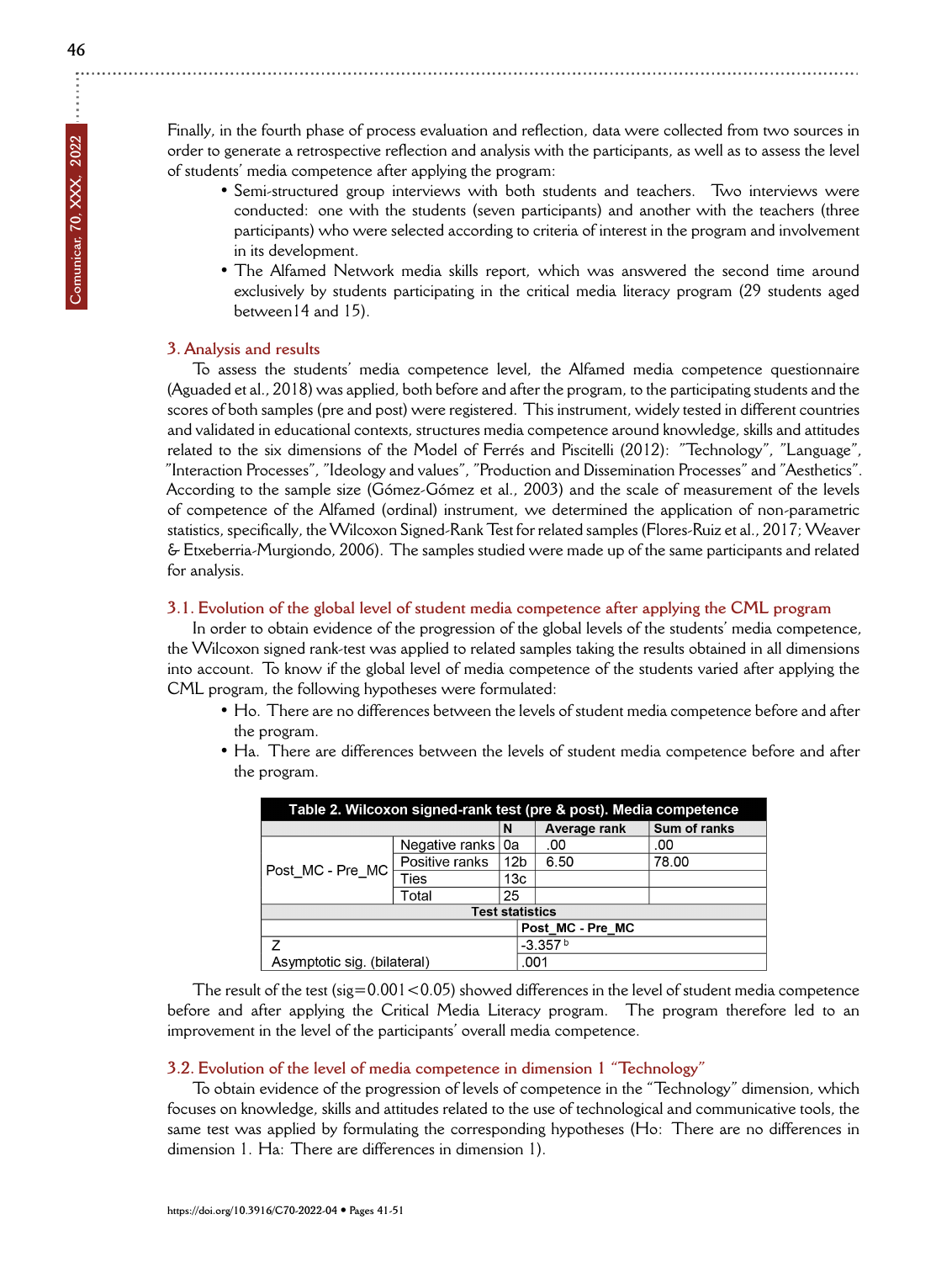Finally, in the fourth phase of process evaluation and reflection, data were collected from two sources in order to generate a retrospective reflection and analysis with the participants, as well as to assess the level of students' media competence after applying the program:

- Semi-structured group interviews with both students and teachers. Two interviews were conducted: one with the students (seven participants) and another with the teachers (three participants) who were selected according to criteria of interest in the program and involvement in its development.
- The Alfamed Network media skills report, which was answered the second time around exclusively by students participating in the critical media literacy program (29 students aged between14 and 15).

## 3. Analysis and results

To assess the students' media competence level, the Alfamed media competence questionnaire (Aguaded et al., 2018) was applied, both before and after the program, to the participating students and the scores of both samples (pre and post) were registered. This instrument, widely tested in different countries and validated in educational contexts, structures media competence around knowledge, skills and attitudes related to the six dimensions of the Model of Ferrés and Piscitelli (2012): "Technology", "Language", "Interaction Processes", "Ideology and values", "Production and Dissemination Processes" and "Aesthetics". According to the sample size (Gómez-Gómez et al., 2003) and the scale of measurement of the levels of competence of the Alfamed (ordinal) instrument, we determined the application of non-parametric statistics, specifically, the Wilcoxon Signed-Rank Test for related samples (Flores-Ruiz et al., 2017; Weaver & Etxeberria-Murgiondo, 2006). The samples studied were made up of the same participants and related for analysis.

### 3.1. Evolution of the global level of student media competence after applying the CML program

In order to obtain evidence of the progression of the global levels of the students' media competence, the Wilcoxon signed rank-test was applied to related samples taking the results obtained in all dimensions into account. To know if the global level of media competence of the students varied after applying the CML program, the following hypotheses were formulated:

- Ho. There are no differences between the levels of student media competence before and after the program.
- Ha. There are differences between the levels of student media competence before and after the program.

**Table 2. Wilcoxon signed-rank test (pre & post). Media competence**

| | | N | Average rank | Sum of ranks |
|---|---|---|---|---|
| Post_MC - Pre_MC | Negative ranks | 0a | .00 | .00 |
| | Positive ranks | 12b | 6.50 | 78.00 |
| | Ties | 13c | | |
| | Total | 25 | | |
| **Test statistics** | | | | |
| | | Post_MC - Pre_MC | | |
| Z | | -3.357 [b] | | |
| Asymptotic sig. (bilateral) | | .001 | | |

The result of the test (sig=0.001<0.05) showed differences in the level of student media competence before and after applying the Critical Media Literacy program. The program therefore led to an improvement in the level of the participants' overall media competence.

### 3.2. Evolution of the level of media competence in dimension 1 "Technology"

To obtain evidence of the progression of levels of competence in the "Technology" dimension, which focuses on knowledge, skills and attitudes related to the use of technological and communicative tools, the same test was applied by formulating the corresponding hypotheses (Ho: There are no differences in dimension 1. Ha: There are differences in dimension 1).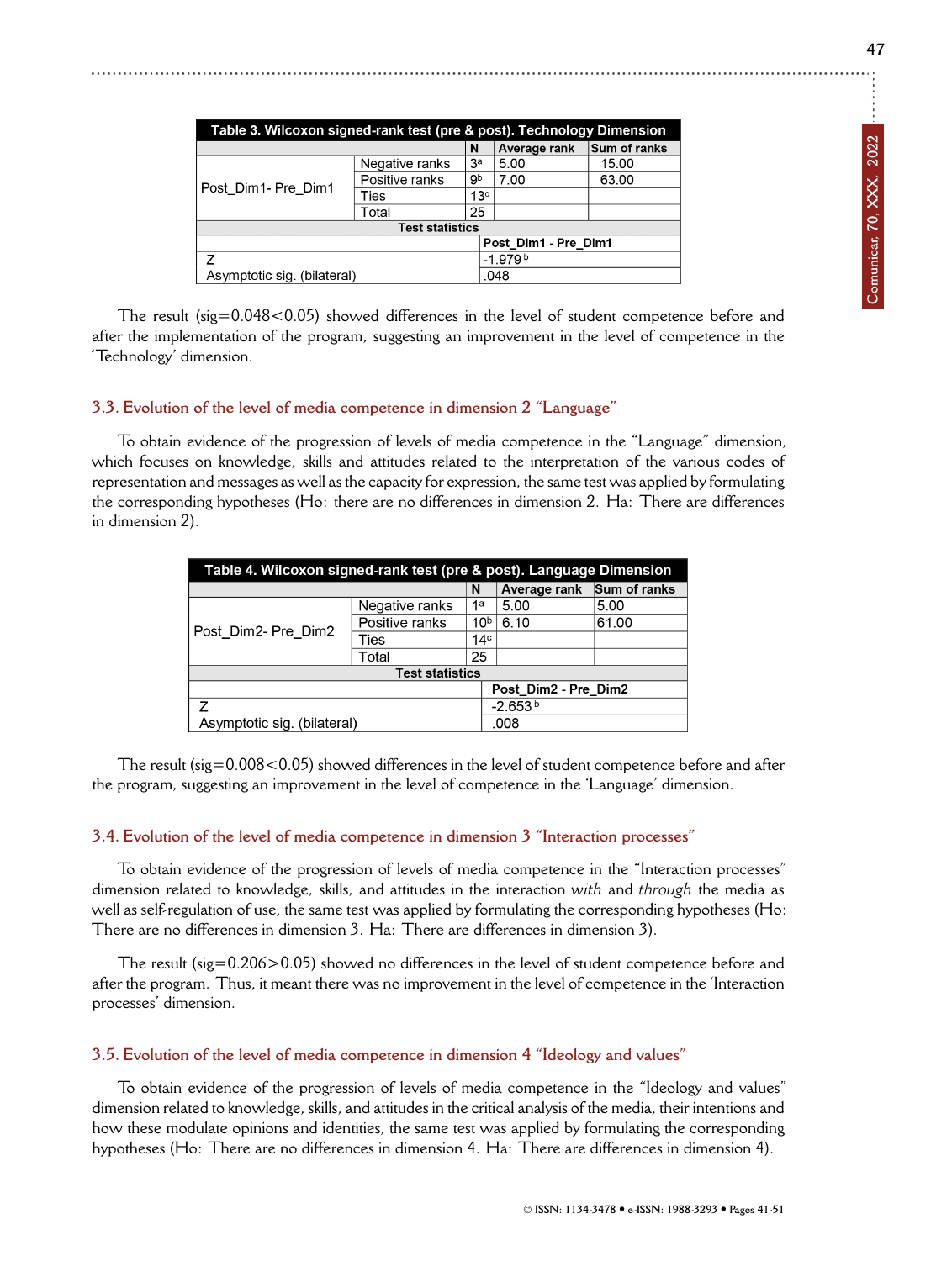| Table 3. Wilcoxon signed-rank test (pre & post). Technology Dimension | | | | |
|---|---|---|---|---|
| | | N | Average rank | Sum of ranks |
| Post_Dim1- Pre_Dim1 | Negative ranks | 3[a] | 5.00 | 15.00 |
| | Positive ranks | 9[b] | 7.00 | 63.00 |
| | Ties | 13[c] | | |
| | Total | 25 | | |
| Test statistics | | | | |
| | | Post_Dim1 - Pre_Dim1 | | |
| Z | | -1.979 [b] | | |
| Asymptotic sig. (bilateral) | | .048 | | |

The result (sig=0.048<0.05) showed differences in the level of student competence before and after the implementation of the program, suggesting an improvement in the level of competence in the 'Technology' dimension.

### 3.3. Evolution of the level of media competence in dimension 2 "Language"

To obtain evidence of the progression of levels of media competence in the "Language" dimension, which focuses on knowledge, skills and attitudes related to the interpretation of the various codes of representation and messages as well as the capacity for expression, the same test was applied by formulating the corresponding hypotheses (Ho: there are no differences in dimension 2. Ha: There are differences in dimension 2).

| Table 4. Wilcoxon signed-rank test (pre & post). Language Dimension | | | | |
|---|---|---|---|---|
| | | N | Average rank | Sum of ranks |
| Post_Dim2- Pre_Dim2 | Negative ranks | 1[a] | 5.00 | 5.00 |
| | Positive ranks | 10[b] | 6.10 | 61.00 |
| | Ties | 14[c] | | |
| | Total | 25 | | |
| Test statistics | | | | |
| | | Post_Dim2 - Pre_Dim2 | | |
| Z | | -2.653 [b] | | |
| Asymptotic sig. (bilateral) | | .008 | | |

The result (sig=0.008<0.05) showed differences in the level of student competence before and after the program, suggesting an improvement in the level of competence in the 'Language' dimension.

### 3.4. Evolution of the level of media competence in dimension 3 "Interaction processes"

To obtain evidence of the progression of levels of media competence in the "Interaction processes" dimension related to knowledge, skills, and attitudes in the interaction *with* and *through* the media as well as self-regulation of use, the same test was applied by formulating the corresponding hypotheses (Ho: There are no differences in dimension 3. Ha: There are differences in dimension 3).

The result (sig=0.206>0.05) showed no differences in the level of student competence before and after the program. Thus, it meant there was no improvement in the level of competence in the 'Interaction processes' dimension.

### 3.5. Evolution of the level of media competence in dimension 4 "Ideology and values"

To obtain evidence of the progression of levels of media competence in the "Ideology and values" dimension related to knowledge, skills, and attitudes in the critical analysis of the media, their intentions and how these modulate opinions and identities, the same test was applied by formulating the corresponding hypotheses (Ho: There are no differences in dimension 4. Ha: There are differences in dimension 4).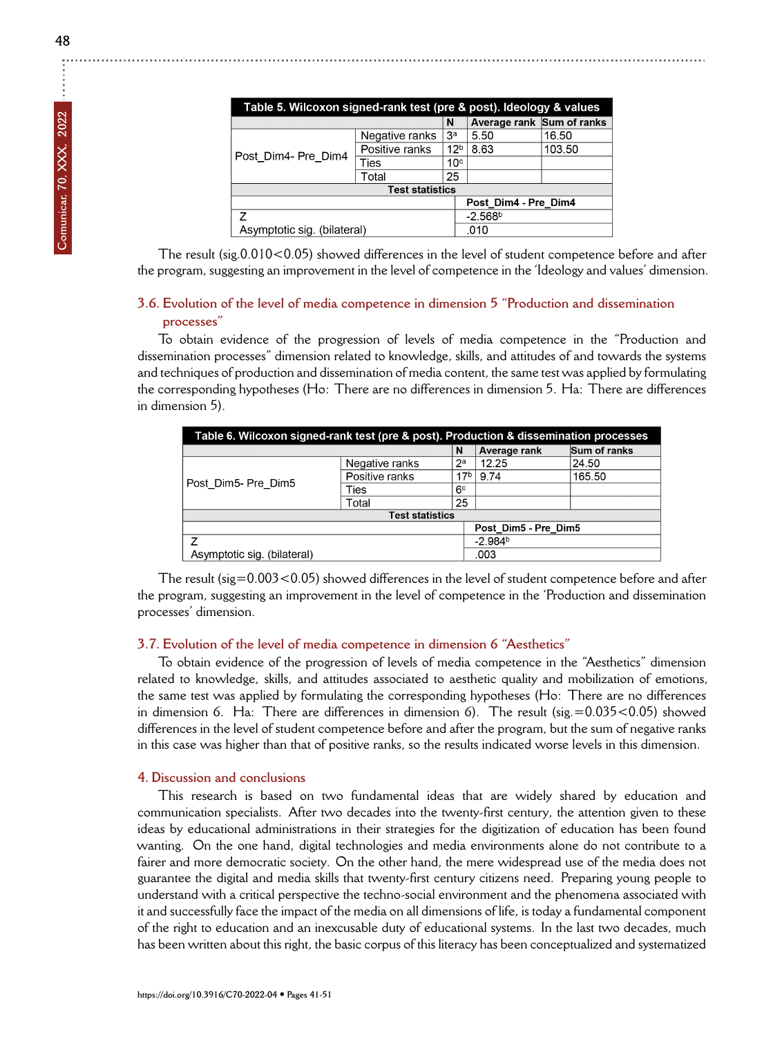| Table 5. Wilcoxon signed-rank test (pre & post). Ideology & values | | | | |
|---|---|---|---|---|
| | | N | Average rank | Sum of ranks |
| Post_Dim4- Pre_Dim4 | Negative ranks | 3[a] | 5.50 | 16.50 |
| | Positive ranks | 12[b] | 8.63 | 103.50 |
| | Ties | 10[c] | | |
| | Total | 25 | | |
| Test statistics | | | | |
| | | Post_Dim4 - Pre_Dim4 | | |
| Z | | -2.568[b] | | |
| Asymptotic sig. (bilateral) | | .010 | | |

The result (sig.0.010<0.05) showed differences in the level of student competence before and after the program, suggesting an improvement in the level of competence in the 'Ideology and values' dimension.

### 3.6. Evolution of the level of media competence in dimension 5 "Production and dissemination processes"

To obtain evidence of the progression of levels of media competence in the "Production and dissemination processes" dimension related to knowledge, skills, and attitudes of and towards the systems and techniques of production and dissemination of media content, the same test was applied by formulating the corresponding hypotheses (Ho: There are no differences in dimension 5. Ha: There are differences in dimension 5).

| Table 6. Wilcoxon signed-rank test (pre & post). Production & dissemination processes | | | | |
|---|---|---|---|---|
| | | N | Average rank | Sum of ranks |
| Post_Dim5- Pre_Dim5 | Negative ranks | 2[a] | 12.25 | 24.50 |
| | Positive ranks | 17[b] | 9.74 | 165.50 |
| | Ties | 6[c] | | |
| | Total | 25 | | |
| Test statistics | | | | |
| | | Post_Dim5 - Pre_Dim5 | | |
| Z | | -2.984[b] | | |
| Asymptotic sig. (bilateral) | | .003 | | |

The result (sig=0.003<0.05) showed differences in the level of student competence before and after the program, suggesting an improvement in the level of competence in the 'Production and dissemination processes' dimension.

### 3.7. Evolution of the level of media competence in dimension 6 "Aesthetics"

To obtain evidence of the progression of levels of media competence in the "Aesthetics" dimension related to knowledge, skills, and attitudes associated to aesthetic quality and mobilization of emotions, the same test was applied by formulating the corresponding hypotheses (Ho: There are no differences in dimension 6. Ha: There are differences in dimension 6). The result (sig.=0.035<0.05) showed differences in the level of student competence before and after the program, but the sum of negative ranks in this case was higher than that of positive ranks, so the results indicated worse levels in this dimension.

## 4. Discussion and conclusions

This research is based on two fundamental ideas that are widely shared by education and communication specialists. After two decades into the twenty-first century, the attention given to these ideas by educational administrations in their strategies for the digitization of education has been found wanting. On the one hand, digital technologies and media environments alone do not contribute to a fairer and more democratic society. On the other hand, the mere widespread use of the media does not guarantee the digital and media skills that twenty-first century citizens need. Preparing young people to understand with a critical perspective the techno-social environment and the phenomena associated with it and successfully face the impact of the media on all dimensions of life, is today a fundamental component of the right to education and an inexcusable duty of educational systems. In the last two decades, much has been written about this right, the basic corpus of this literacy has been conceptualized and systematized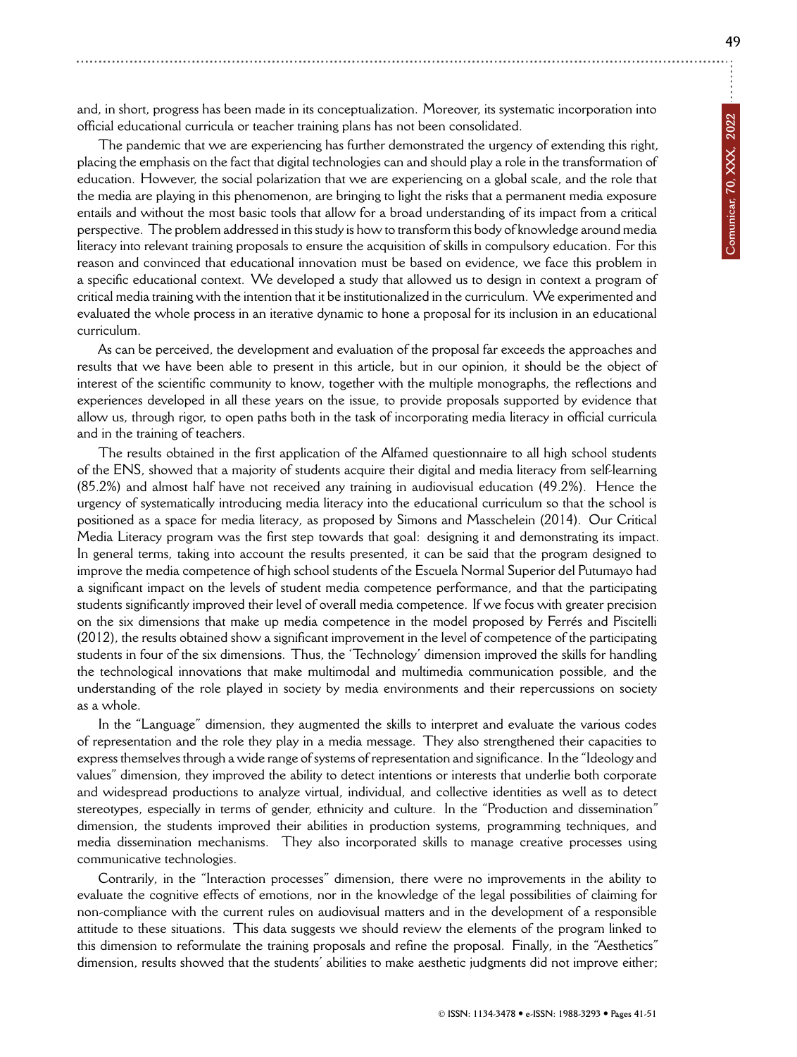and, in short, progress has been made in its conceptualization. Moreover, its systematic incorporation into official educational curricula or teacher training plans has not been consolidated.

The pandemic that we are experiencing has further demonstrated the urgency of extending this right, placing the emphasis on the fact that digital technologies can and should play a role in the transformation of education. However, the social polarization that we are experiencing on a global scale, and the role that the media are playing in this phenomenon, are bringing to light the risks that a permanent media exposure entails and without the most basic tools that allow for a broad understanding of its impact from a critical perspective. The problem addressed in this study is how to transform this body of knowledge around media literacy into relevant training proposals to ensure the acquisition of skills in compulsory education. For this reason and convinced that educational innovation must be based on evidence, we face this problem in a specific educational context. We developed a study that allowed us to design in context a program of critical media training with the intention that it be institutionalized in the curriculum. We experimented and evaluated the whole process in an iterative dynamic to hone a proposal for its inclusion in an educational curriculum.

As can be perceived, the development and evaluation of the proposal far exceeds the approaches and results that we have been able to present in this article, but in our opinion, it should be the object of interest of the scientific community to know, together with the multiple monographs, the reflections and experiences developed in all these years on the issue, to provide proposals supported by evidence that allow us, through rigor, to open paths both in the task of incorporating media literacy in official curricula and in the training of teachers.

The results obtained in the first application of the Alfamed questionnaire to all high school students of the ENS, showed that a majority of students acquire their digital and media literacy from self-learning (85.2%) and almost half have not received any training in audiovisual education (49.2%). Hence the urgency of systematically introducing media literacy into the educational curriculum so that the school is positioned as a space for media literacy, as proposed by Simons and Masschelein (2014). Our Critical Media Literacy program was the first step towards that goal: designing it and demonstrating its impact. In general terms, taking into account the results presented, it can be said that the program designed to improve the media competence of high school students of the Escuela Normal Superior del Putumayo had a significant impact on the levels of student media competence performance, and that the participating students significantly improved their level of overall media competence. If we focus with greater precision on the six dimensions that make up media competence in the model proposed by Ferrés and Piscitelli (2012), the results obtained show a significant improvement in the level of competence of the participating students in four of the six dimensions. Thus, the 'Technology' dimension improved the skills for handling the technological innovations that make multimodal and multimedia communication possible, and the understanding of the role played in society by media environments and their repercussions on society as a whole.

In the "Language" dimension, they augmented the skills to interpret and evaluate the various codes of representation and the role they play in a media message. They also strengthened their capacities to express themselves through a wide range of systems of representation and significance. In the "Ideology and values" dimension, they improved the ability to detect intentions or interests that underlie both corporate and widespread productions to analyze virtual, individual, and collective identities as well as to detect stereotypes, especially in terms of gender, ethnicity and culture. In the "Production and dissemination" dimension, the students improved their abilities in production systems, programming techniques, and media dissemination mechanisms. They also incorporated skills to manage creative processes using communicative technologies.

Contrarily, in the "Interaction processes" dimension, there were no improvements in the ability to evaluate the cognitive effects of emotions, nor in the knowledge of the legal possibilities of claiming for non-compliance with the current rules on audiovisual matters and in the development of a responsible attitude to these situations. This data suggests we should review the elements of the program linked to this dimension to reformulate the training proposals and refine the proposal. Finally, in the "Aesthetics" dimension, results showed that the students' abilities to make aesthetic judgments did not improve either;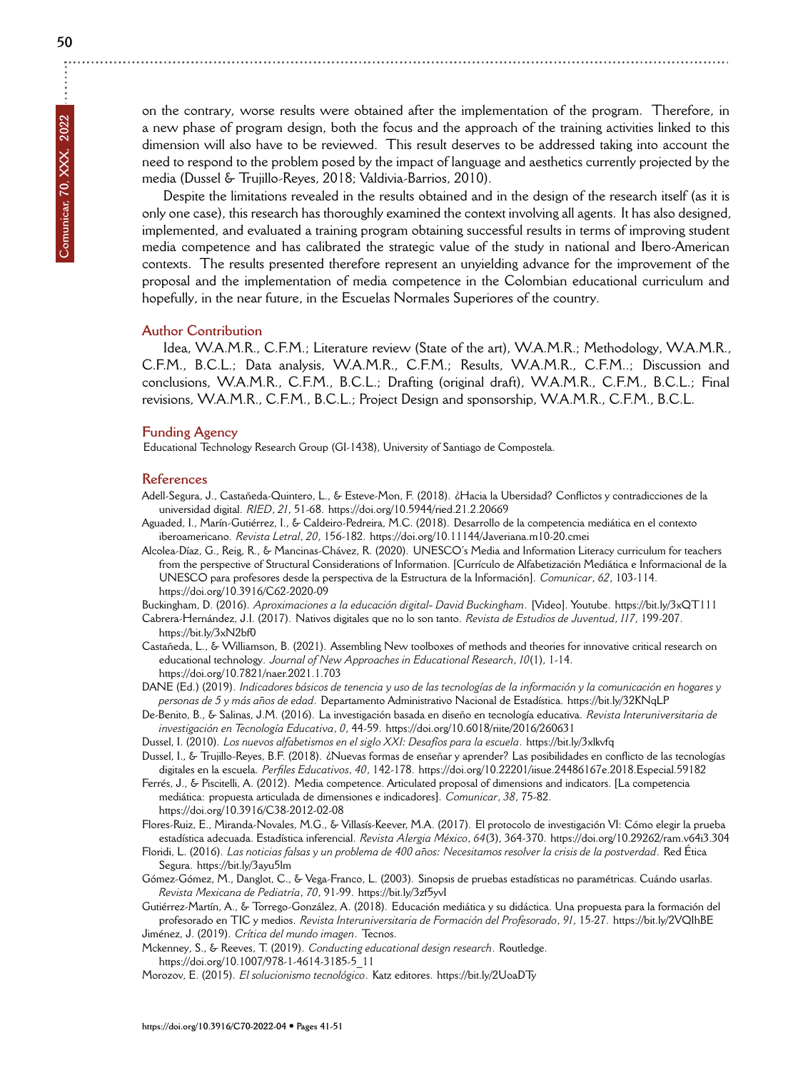on the contrary, worse results were obtained after the implementation of the program. Therefore, in a new phase of program design, both the focus and the approach of the training activities linked to this dimension will also have to be reviewed. This result deserves to be addressed taking into account the need to respond to the problem posed by the impact of language and aesthetics currently projected by the media (Dussel & Trujillo-Reyes, 2018; Valdivia-Barrios, 2010).

Despite the limitations revealed in the results obtained and in the design of the research itself (as it is only one case), this research has thoroughly examined the context involving all agents. It has also designed, implemented, and evaluated a training program obtaining successful results in terms of improving student media competence and has calibrated the strategic value of the study in national and Ibero-American contexts. The results presented therefore represent an unyielding advance for the improvement of the proposal and the implementation of media competence in the Colombian educational curriculum and hopefully, in the near future, in the Escuelas Normales Superiores of the country.

## Author Contribution

Idea, W.A.M.R., C.F.M.; Literature review (State of the art), W.A.M.R.; Methodology, W.A.M.R., C.F.M., B.C.L.; Data analysis, W.A.M.R., C.F.M.; Results, W.A.M.R., C.F.M..; Discussion and conclusions, W.A.M.R., C.F.M., B.C.L.; Drafting (original draft), W.A.M.R., C.F.M., B.C.L.; Final revisions, W.A.M.R., C.F.M., B.C.L.; Project Design and sponsorship, W.A.M.R., C.F.M., B.C.L.

## Funding Agency

Educational Technology Research Group (GI-1438), University of Santiago de Compostela.

## References

Adell-Segura, J., Castañeda-Quintero, L., & Esteve-Mon, F. (2018). ¿Hacia la Ubersidad? Conflictos y contradicciones de la universidad digital. *RIED*, *21*, 51-68. https://doi.org/10.5944/ried.21.2.20669

Aguaded, I., Marín-Gutiérrez, I., & Caldeiro-Pedreira, M.C. (2018). Desarrollo de la competencia mediática en el contexto iberoamericano. *Revista Letral*, *20*, 156-182. https://doi.org/10.11144/Javeriana.m10-20.cmei

Alcolea-Díaz, G., Reig, R., & Mancinas-Chávez, R. (2020). UNESCO's Media and Information Literacy curriculum for teachers from the perspective of Structural Considerations of Information. [Currículo de Alfabetización Mediática e Informacional de la UNESCO para profesores desde la perspectiva de la Estructura de la Información]. *Comunicar*, *62*, 103-114. https://doi.org/10.3916/C62-2020-09

Buckingham, D. (2016). *Aproximaciones a la educación digital- David Buckingham*. [Video]. Youtube. https://bit.ly/3xQT111

Cabrera-Hernández, J.I. (2017). Nativos digitales que no lo son tanto. *Revista de Estudios de Juventud*, *117*, 199-207. https://bit.ly/3xN2bf0

Castañeda, L., & Williamson, B. (2021). Assembling New toolboxes of methods and theories for innovative critical research on educational technology. *Journal of New Approaches in Educational Research*, *10*(1), 1-14. https://doi.org/10.7821/naer.2021.1.703

DANE (Ed.) (2019). *Indicadores básicos de tenencia y uso de las tecnologías de la información y la comunicación en hogares y personas de 5 y más años de edad*. Departamento Administrativo Nacional de Estadística. https://bit.ly/32KNqLP

De-Benito, B., & Salinas, J.M. (2016). La investigación basada en diseño en tecnología educativa. *Revista Interuniversitaria de investigación en Tecnología Educativa*, *0*, 44-59. https://doi.org/10.6018/riite/2016/260631

Dussel, I. (2010). *Los nuevos alfabetismos en el siglo XXI: Desafíos para la escuela*. https://bit.ly/3xlkvfq

Dussel, I., & Trujillo-Reyes, B.F. (2018). ¿Nuevas formas de enseñar y aprender? Las posibilidades en conflicto de las tecnologías digitales en la escuela. *Perfiles Educativos*, *40*, 142-178. https://doi.org/10.22201/iisue.24486167e.2018.Especial.59182

Ferrés, J., & Piscitelli, A. (2012). Media competence. Articulated proposal of dimensions and indicators. [La competencia mediática: propuesta articulada de dimensiones e indicadores]. *Comunicar*, *38*, 75-82. https://doi.org/10.3916/C38-2012-02-08

Flores-Ruiz, E., Miranda-Novales, M.G., & Villasís-Keever, M.A. (2017). El protocolo de investigación VI: Cómo elegir la prueba estadística adecuada. Estadística inferencial. *Revista Alergia México*, *64*(3), 364-370. https://doi.org/10.29262/ram.v64i3.304

Floridi, L. (2016). *Las noticias falsas y un problema de 400 años: Necesitamos resolver la crisis de la postverdad*. Red Ética Segura. https://bit.ly/3ayu5lm

Gómez-Gómez, M., Danglot, C., & Vega-Franco, L. (2003). Sinopsis de pruebas estadísticas no paramétricas. Cuándo usarlas. *Revista Mexicana de Pediatría*, *70*, 91-99. https://bit.ly/3zf5yvl

Gutiérrez-Martín, A., & Torrego-González, A. (2018). Educación mediática y su didáctica. Una propuesta para la formación del profesorado en TIC y medios. *Revista Interuniversitaria de Formación del Profesorado*, *91*, 15-27. https://bit.ly/2VQlhBE

Jiménez, J. (2019). *Crítica del mundo imagen*. Tecnos.

Mckenney, S., & Reeves, T. (2019). *Conducting educational design research*. Routledge. https://doi.org/10.1007/978-1-4614-3185-5_11

Morozov, E. (2015). *El solucionismo tecnológico*. Katz editores. https://bit.ly/2UoaDTy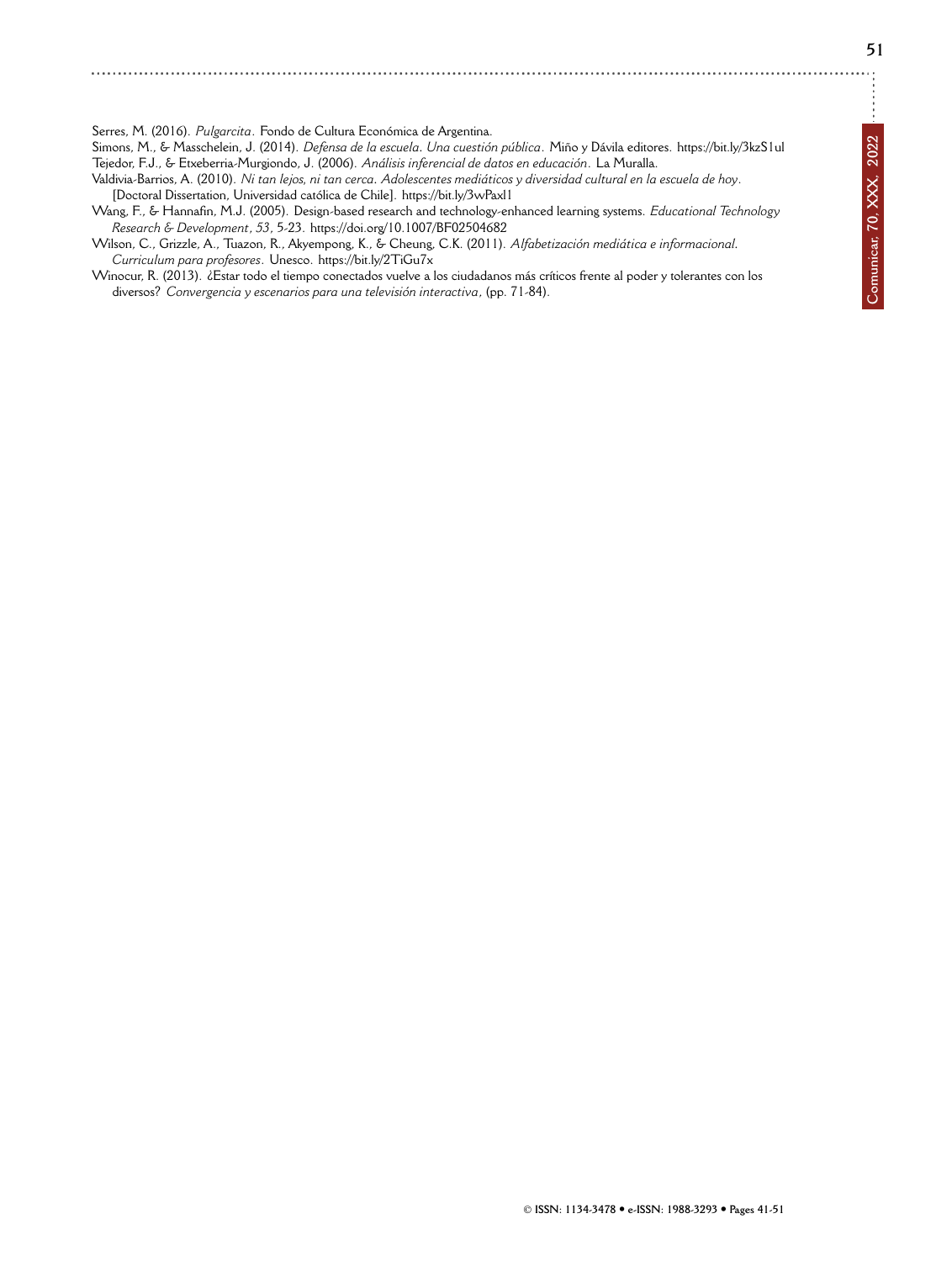Serres, M. (2016). *Pulgarcita*. Fondo de Cultura Económica de Argentina.

Simons, M., & Masschelein, J. (2014). *Defensa de la escuela. Una cuestión pública*. Miño y Dávila editores. https://bit.ly/3kzS1ul

Tejedor, F.J., & Etxeberria-Murgiondo, J. (2006). *Análisis inferencial de datos en educación*. La Muralla.

Valdivia-Barrios, A. (2010). *Ni tan lejos, ni tan cerca. Adolescentes mediáticos y diversidad cultural en la escuela de hoy*. [Doctoral Dissertation, Universidad católica de Chile]. https://bit.ly/3wPaxl1

Wang, F., & Hannafin, M.J. (2005). Design-based research and technology-enhanced learning systems. *Educational Technology Research & Development*, *53*, 5-23. https://doi.org/10.1007/BF02504682

Wilson, C., Grizzle, A., Tuazon, R., Akyempong, K., & Cheung, C.K. (2011). *Alfabetización mediática e informacional. Curriculum para profesores*. Unesco. https://bit.ly/2TiGu7x

Winocur, R. (2013). ¿Estar todo el tiempo conectados vuelve a los ciudadanos más críticos frente al poder y tolerantes con los diversos? *Convergencia y escenarios para una televisión interactiva*, (pp. 71-84).